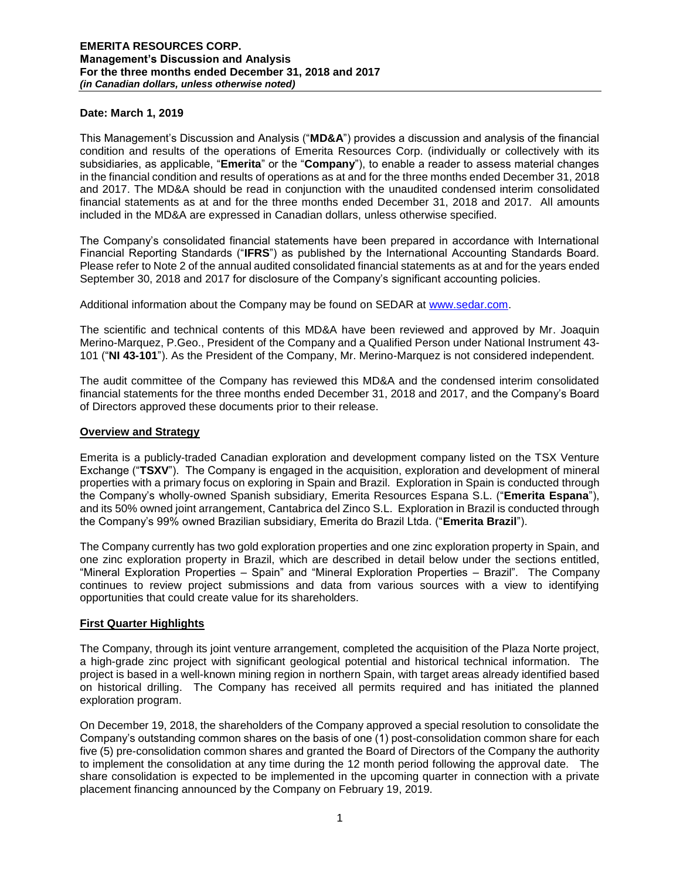**Date: March 1, 2019**

This Management's Discussion and Analysis ("**MD&A**") provides a discussion and analysis of the financial condition and results of the operations of Emerita Resources Corp. (individually or collectively with its subsidiaries, as applicable, "**Emerita**" or the "**Company**"), to enable a reader to assess material changes in the financial condition and results of operations as at and for the three months ended December 31, 2018 and 2017. The MD&A should be read in conjunction with the unaudited condensed interim consolidated financial statements as at and for the three months ended December 31, 2018 and 2017. All amounts included in the MD&A are expressed in Canadian dollars, unless otherwise specified.

The Company's consolidated financial statements have been prepared in accordance with International Financial Reporting Standards ("**IFRS**") as published by the International Accounting Standards Board. Please refer to Note 2 of the annual audited consolidated financial statements as at and for the years ended September 30, 2018 and 2017 for disclosure of the Company's significant accounting policies.

Additional information about the Company may be found on SEDAR at www.sedar.com.

The scientific and technical contents of this MD&A have been reviewed and approved by Mr. Joaquin Merino-Marquez, P.Geo., President of the Company and a Qualified Person under National Instrument 43-101 ("**NI 43-101**"). As the President of the Company, Mr. Merino-Marquez is not considered independent.

The audit committee of the Company has reviewed this MD&A and the condensed interim consolidated financial statements for the three months ended December 31, 2018 and 2017, and the Company's Board of Directors approved these documents prior to their release.

## Overview and Strategy

Emerita is a publicly-traded Canadian exploration and development company listed on the TSX Venture Exchange ("**TSXV**"). The Company is engaged in the acquisition, exploration and development of mineral properties with a primary focus on exploring in Spain and Brazil. Exploration in Spain is conducted through the Company's wholly-owned Spanish subsidiary, Emerita Resources Espana S.L. ("**Emerita Espana**"), and its 50% owned joint arrangement, Cantabrica del Zinco S.L. Exploration in Brazil is conducted through the Company's 99% owned Brazilian subsidiary, Emerita do Brazil Ltda. ("**Emerita Brazil**").

The Company currently has two gold exploration properties and one zinc exploration property in Spain, and one zinc exploration property in Brazil, which are described in detail below under the sections entitled, "Mineral Exploration Properties – Spain" and "Mineral Exploration Properties – Brazil". The Company continues to review project submissions and data from various sources with a view to identifying opportunities that could create value for its shareholders.

## First Quarter Highlights

The Company, through its joint venture arrangement, completed the acquisition of the Plaza Norte project, a high-grade zinc project with significant geological potential and historical technical information. The project is based in a well-known mining region in northern Spain, with target areas already identified based on historical drilling. The Company has received all permits required and has initiated the planned exploration program.

On December 19, 2018, the shareholders of the Company approved a special resolution to consolidate the Company's outstanding common shares on the basis of one (1) post-consolidation common share for each five (5) pre-consolidation common shares and granted the Board of Directors of the Company the authority to implement the consolidation at any time during the 12 month period following the approval date. The share consolidation is expected to be implemented in the upcoming quarter in connection with a private placement financing announced by the Company on February 19, 2019.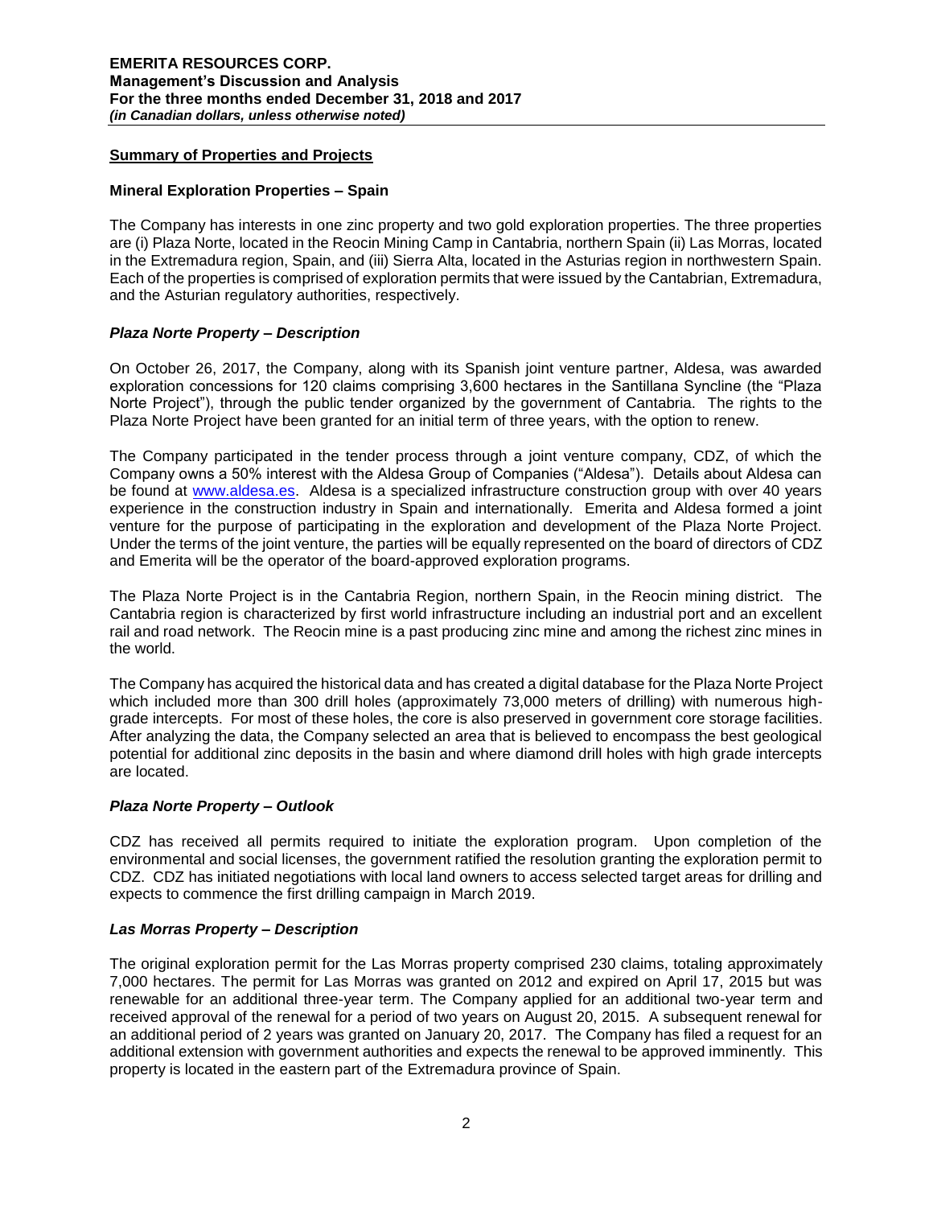## Summary of Properties and Projects

### Mineral Exploration Properties – Spain

The Company has interests in one zinc property and two gold exploration properties. The three properties are (i) Plaza Norte, located in the Reocin Mining Camp in Cantabria, northern Spain (ii) Las Morras, located in the Extremadura region, Spain, and (iii) Sierra Alta, located in the Asturias region in northwestern Spain. Each of the properties is comprised of exploration permits that were issued by the Cantabrian, Extremadura, and the Asturian regulatory authorities, respectively.

### *Plaza Norte Property – Description*

On October 26, 2017, the Company, along with its Spanish joint venture partner, Aldesa, was awarded exploration concessions for 120 claims comprising 3,600 hectares in the Santillana Syncline (the "Plaza Norte Project"), through the public tender organized by the government of Cantabria. The rights to the Plaza Norte Project have been granted for an initial term of three years, with the option to renew.

The Company participated in the tender process through a joint venture company, CDZ, of which the Company owns a 50% interest with the Aldesa Group of Companies ("Aldesa"). Details about Aldesa can be found at www.aldesa.es. Aldesa is a specialized infrastructure construction group with over 40 years experience in the construction industry in Spain and internationally. Emerita and Aldesa formed a joint venture for the purpose of participating in the exploration and development of the Plaza Norte Project. Under the terms of the joint venture, the parties will be equally represented on the board of directors of CDZ and Emerita will be the operator of the board-approved exploration programs.

The Plaza Norte Project is in the Cantabria Region, northern Spain, in the Reocin mining district. The Cantabria region is characterized by first world infrastructure including an industrial port and an excellent rail and road network. The Reocin mine is a past producing zinc mine and among the richest zinc mines in the world.

The Company has acquired the historical data and has created a digital database for the Plaza Norte Project which included more than 300 drill holes (approximately 73,000 meters of drilling) with numerous high-grade intercepts. For most of these holes, the core is also preserved in government core storage facilities. After analyzing the data, the Company selected an area that is believed to encompass the best geological potential for additional zinc deposits in the basin and where diamond drill holes with high grade intercepts are located.

### *Plaza Norte Property – Outlook*

CDZ has received all permits required to initiate the exploration program. Upon completion of the environmental and social licenses, the government ratified the resolution granting the exploration permit to CDZ. CDZ has initiated negotiations with local land owners to access selected target areas for drilling and expects to commence the first drilling campaign in March 2019.

### *Las Morras Property – Description*

The original exploration permit for the Las Morras property comprised 230 claims, totaling approximately 7,000 hectares. The permit for Las Morras was granted on 2012 and expired on April 17, 2015 but was renewable for an additional three-year term. The Company applied for an additional two-year term and received approval of the renewal for a period of two years on August 20, 2015. A subsequent renewal for an additional period of 2 years was granted on January 20, 2017. The Company has filed a request for an additional extension with government authorities and expects the renewal to be approved imminently. This property is located in the eastern part of the Extremadura province of Spain.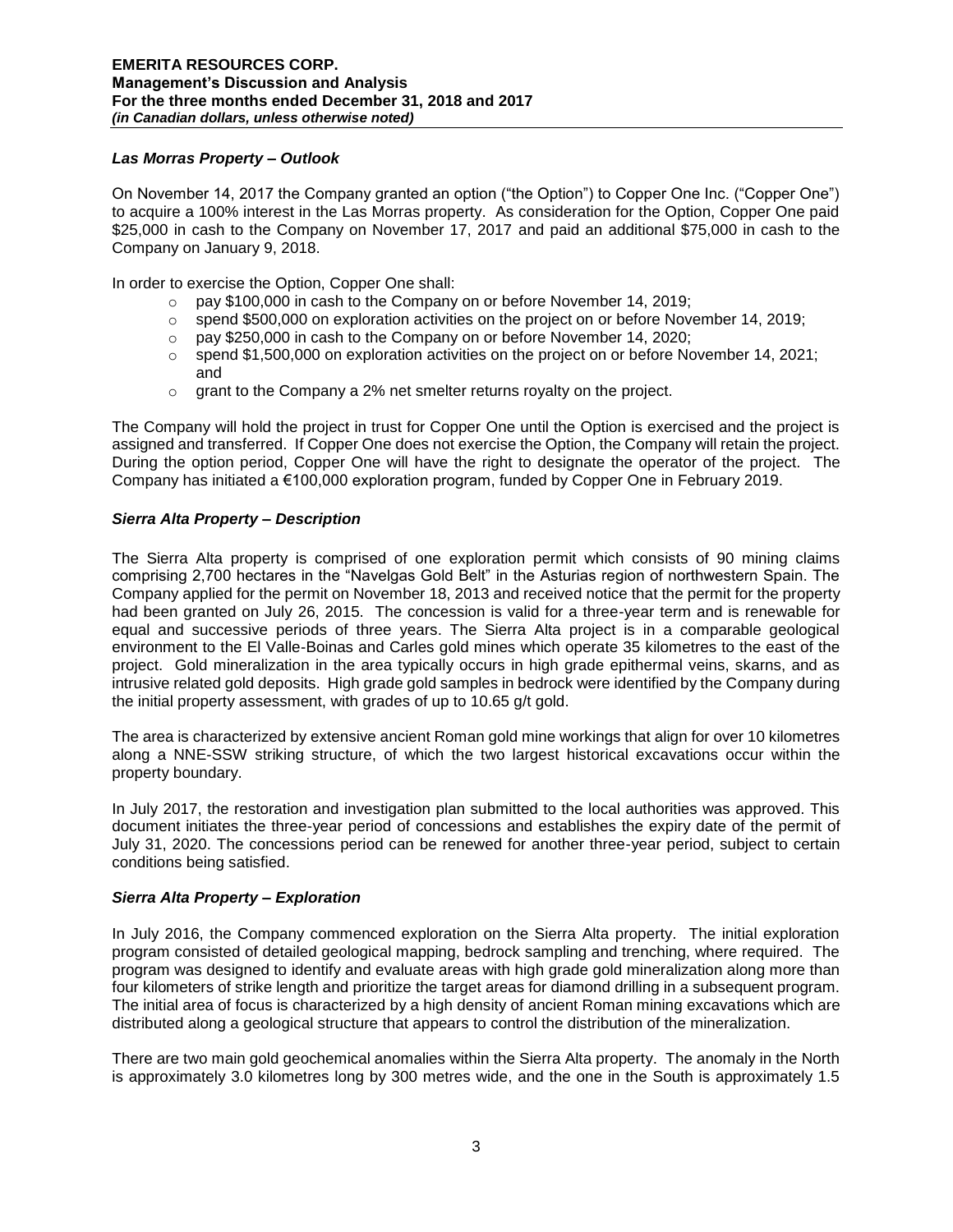### *Las Morras Property – Outlook*

On November 14, 2017 the Company granted an option ("the Option") to Copper One Inc. ("Copper One") to acquire a 100% interest in the Las Morras property. As consideration for the Option, Copper One paid $25,000 in cash to the Company on November 17, 2017 and paid an additional $75,000 in cash to the Company on January 9, 2018.

In order to exercise the Option, Copper One shall:

- pay $100,000 in cash to the Company on or before November 14, 2019;
- spend $500,000 on exploration activities on the project on or before November 14, 2019;
- pay $250,000 in cash to the Company on or before November 14, 2020;
- spend $1,500,000 on exploration activities on the project on or before November 14, 2021; and
- grant to the Company a 2% net smelter returns royalty on the project.

The Company will hold the project in trust for Copper One until the Option is exercised and the project is assigned and transferred. If Copper One does not exercise the Option, the Company will retain the project. During the option period, Copper One will have the right to designate the operator of the project. The Company has initiated a €100,000 exploration program, funded by Copper One in February 2019.

### *Sierra Alta Property – Description*

The Sierra Alta property is comprised of one exploration permit which consists of 90 mining claims comprising 2,700 hectares in the "Navelgas Gold Belt" in the Asturias region of northwestern Spain. The Company applied for the permit on November 18, 2013 and received notice that the permit for the property had been granted on July 26, 2015. The concession is valid for a three-year term and is renewable for equal and successive periods of three years. The Sierra Alta project is in a comparable geological environment to the El Valle-Boinas and Carles gold mines which operate 35 kilometres to the east of the project. Gold mineralization in the area typically occurs in high grade epithermal veins, skarns, and as intrusive related gold deposits. High grade gold samples in bedrock were identified by the Company during the initial property assessment, with grades of up to 10.65 g/t gold.

The area is characterized by extensive ancient Roman gold mine workings that align for over 10 kilometres along a NNE-SSW striking structure, of which the two largest historical excavations occur within the property boundary.

In July 2017, the restoration and investigation plan submitted to the local authorities was approved. This document initiates the three-year period of concessions and establishes the expiry date of the permit of July 31, 2020. The concessions period can be renewed for another three-year period, subject to certain conditions being satisfied.

### *Sierra Alta Property – Exploration*

In July 2016, the Company commenced exploration on the Sierra Alta property. The initial exploration program consisted of detailed geological mapping, bedrock sampling and trenching, where required. The program was designed to identify and evaluate areas with high grade gold mineralization along more than four kilometers of strike length and prioritize the target areas for diamond drilling in a subsequent program. The initial area of focus is characterized by a high density of ancient Roman mining excavations which are distributed along a geological structure that appears to control the distribution of the mineralization.

There are two main gold geochemical anomalies within the Sierra Alta property. The anomaly in the North is approximately 3.0 kilometres long by 300 metres wide, and the one in the South is approximately 1.5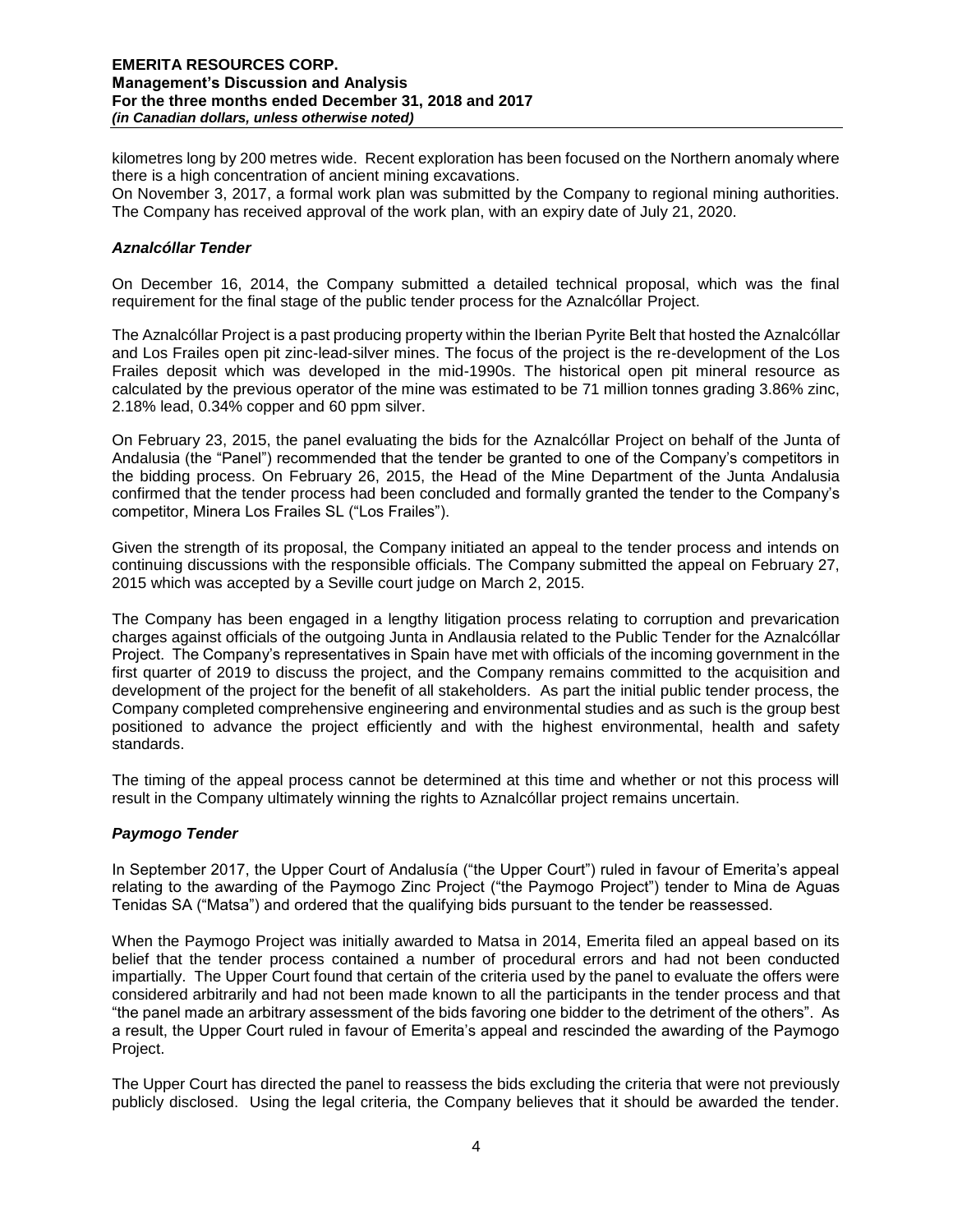kilometres long by 200 metres wide. Recent exploration has been focused on the Northern anomaly where there is a high concentration of ancient mining excavations.

On November 3, 2017, a formal work plan was submitted by the Company to regional mining authorities. The Company has received approval of the work plan, with an expiry date of July 21, 2020.

### *Aznalcóllar Tender*

On December 16, 2014, the Company submitted a detailed technical proposal, which was the final requirement for the final stage of the public tender process for the Aznalcóllar Project.

The Aznalcóllar Project is a past producing property within the Iberian Pyrite Belt that hosted the Aznalcóllar and Los Frailes open pit zinc-lead-silver mines. The focus of the project is the re-development of the Los Frailes deposit which was developed in the mid-1990s. The historical open pit mineral resource as calculated by the previous operator of the mine was estimated to be 71 million tonnes grading 3.86% zinc, 2.18% lead, 0.34% copper and 60 ppm silver.

On February 23, 2015, the panel evaluating the bids for the Aznalcóllar Project on behalf of the Junta of Andalusia (the "Panel") recommended that the tender be granted to one of the Company's competitors in the bidding process. On February 26, 2015, the Head of the Mine Department of the Junta Andalusia confirmed that the tender process had been concluded and formally granted the tender to the Company's competitor, Minera Los Frailes SL ("Los Frailes").

Given the strength of its proposal, the Company initiated an appeal to the tender process and intends on continuing discussions with the responsible officials. The Company submitted the appeal on February 27, 2015 which was accepted by a Seville court judge on March 2, 2015.

The Company has been engaged in a lengthy litigation process relating to corruption and prevarication charges against officials of the outgoing Junta in Andlausia related to the Public Tender for the Aznalcóllar Project. The Company's representatives in Spain have met with officials of the incoming government in the first quarter of 2019 to discuss the project, and the Company remains committed to the acquisition and development of the project for the benefit of all stakeholders. As part the initial public tender process, the Company completed comprehensive engineering and environmental studies and as such is the group best positioned to advance the project efficiently and with the highest environmental, health and safety standards.

The timing of the appeal process cannot be determined at this time and whether or not this process will result in the Company ultimately winning the rights to Aznalcóllar project remains uncertain.

### *Paymogo Tender*

In September 2017, the Upper Court of Andalusía ("the Upper Court") ruled in favour of Emerita's appeal relating to the awarding of the Paymogo Zinc Project ("the Paymogo Project") tender to Mina de Aguas Tenidas SA ("Matsa") and ordered that the qualifying bids pursuant to the tender be reassessed.

When the Paymogo Project was initially awarded to Matsa in 2014, Emerita filed an appeal based on its belief that the tender process contained a number of procedural errors and had not been conducted impartially. The Upper Court found that certain of the criteria used by the panel to evaluate the offers were considered arbitrarily and had not been made known to all the participants in the tender process and that "the panel made an arbitrary assessment of the bids favoring one bidder to the detriment of the others". As a result, the Upper Court ruled in favour of Emerita's appeal and rescinded the awarding of the Paymogo Project.

The Upper Court has directed the panel to reassess the bids excluding the criteria that were not previously publicly disclosed. Using the legal criteria, the Company believes that it should be awarded the tender.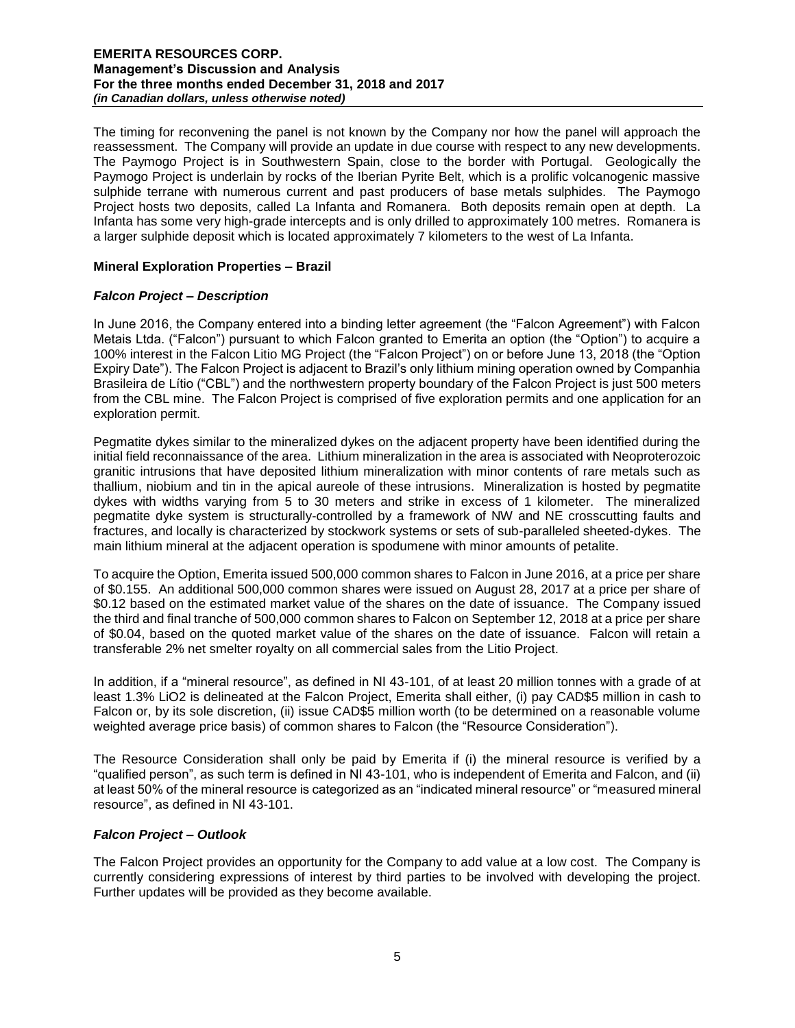The timing for reconvening the panel is not known by the Company nor how the panel will approach the reassessment. The Company will provide an update in due course with respect to any new developments. The Paymogo Project is in Southwestern Spain, close to the border with Portugal. Geologically the Paymogo Project is underlain by rocks of the Iberian Pyrite Belt, which is a prolific volcanogenic massive sulphide terrane with numerous current and past producers of base metals sulphides. The Paymogo Project hosts two deposits, called La Infanta and Romanera. Both deposits remain open at depth. La Infanta has some very high-grade intercepts and is only drilled to approximately 100 metres. Romanera is a larger sulphide deposit which is located approximately 7 kilometers to the west of La Infanta.

**Mineral Exploration Properties – Brazil**

***Falcon Project – Description***

In June 2016, the Company entered into a binding letter agreement (the "Falcon Agreement") with Falcon Metais Ltda. ("Falcon") pursuant to which Falcon granted to Emerita an option (the "Option") to acquire a 100% interest in the Falcon Litio MG Project (the "Falcon Project") on or before June 13, 2018 (the "Option Expiry Date"). The Falcon Project is adjacent to Brazil's only lithium mining operation owned by Companhia Brasileira de Lítio ("CBL") and the northwestern property boundary of the Falcon Project is just 500 meters from the CBL mine. The Falcon Project is comprised of five exploration permits and one application for an exploration permit.

Pegmatite dykes similar to the mineralized dykes on the adjacent property have been identified during the initial field reconnaissance of the area. Lithium mineralization in the area is associated with Neoproterozoic granitic intrusions that have deposited lithium mineralization with minor contents of rare metals such as thallium, niobium and tin in the apical aureole of these intrusions. Mineralization is hosted by pegmatite dykes with widths varying from 5 to 30 meters and strike in excess of 1 kilometer. The mineralized pegmatite dyke system is structurally-controlled by a framework of NW and NE crosscutting faults and fractures, and locally is characterized by stockwork systems or sets of sub-paralleled sheeted-dykes. The main lithium mineral at the adjacent operation is spodumene with minor amounts of petalite.

To acquire the Option, Emerita issued 500,000 common shares to Falcon in June 2016, at a price per share of $0.155. An additional 500,000 common shares were issued on August 28, 2017 at a price per share of $0.12 based on the estimated market value of the shares on the date of issuance. The Company issued the third and final tranche of 500,000 common shares to Falcon on September 12, 2018 at a price per share of $0.04, based on the quoted market value of the shares on the date of issuance. Falcon will retain a transferable 2% net smelter royalty on all commercial sales from the Litio Project.

In addition, if a "mineral resource", as defined in NI 43-101, of at least 20 million tonnes with a grade of at least 1.3% $LiO_2$ is delineated at the Falcon Project, Emerita shall either, (i) pay CAD$5 million in cash to Falcon or, by its sole discretion, (ii) issue CAD$5 million worth (to be determined on a reasonable volume weighted average price basis) of common shares to Falcon (the "Resource Consideration").

The Resource Consideration shall only be paid by Emerita if (i) the mineral resource is verified by a "qualified person", as such term is defined in NI 43-101, who is independent of Emerita and Falcon, and (ii) at least 50% of the mineral resource is categorized as an "indicated mineral resource" or "measured mineral resource", as defined in NI 43-101.

***Falcon Project – Outlook***

The Falcon Project provides an opportunity for the Company to add value at a low cost. The Company is currently considering expressions of interest by third parties to be involved with developing the project. Further updates will be provided as they become available.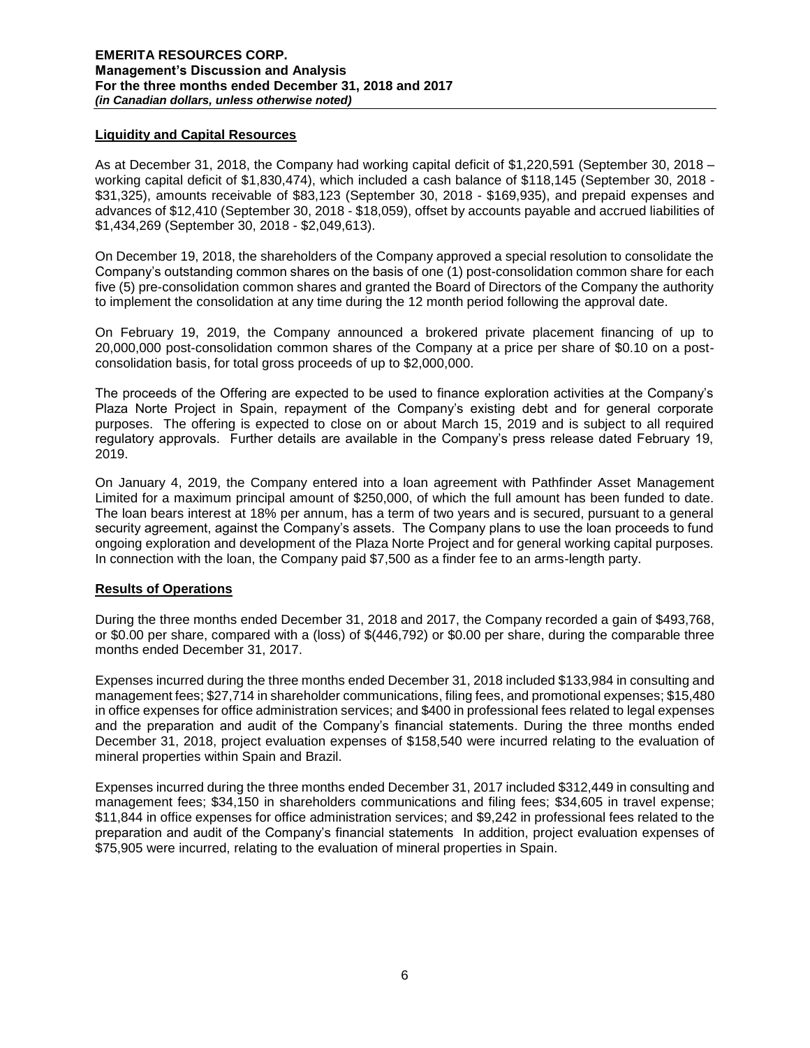## Liquidity and Capital Resources

As at December 31, 2018, the Company had working capital deficit of $1,220,591 (September 30, 2018 – working capital deficit of $1,830,474), which included a cash balance of $118,145 (September 30, 2018 - $31,325), amounts receivable of $83,123 (September 30, 2018 - $169,935), and prepaid expenses and advances of $12,410 (September 30, 2018 - $18,059), offset by accounts payable and accrued liabilities of $1,434,269 (September 30, 2018 - $2,049,613).

On December 19, 2018, the shareholders of the Company approved a special resolution to consolidate the Company's outstanding common shares on the basis of one (1) post-consolidation common share for each five (5) pre-consolidation common shares and granted the Board of Directors of the Company the authority to implement the consolidation at any time during the 12 month period following the approval date.

On February 19, 2019, the Company announced a brokered private placement financing of up to 20,000,000 post-consolidation common shares of the Company at a price per share of $0.10 on a post-consolidation basis, for total gross proceeds of up to $2,000,000.

The proceeds of the Offering are expected to be used to finance exploration activities at the Company's Plaza Norte Project in Spain, repayment of the Company's existing debt and for general corporate purposes. The offering is expected to close on or about March 15, 2019 and is subject to all required regulatory approvals. Further details are available in the Company's press release dated February 19, 2019.

On January 4, 2019, the Company entered into a loan agreement with Pathfinder Asset Management Limited for a maximum principal amount of $250,000, of which the full amount has been funded to date. The loan bears interest at 18% per annum, has a term of two years and is secured, pursuant to a general security agreement, against the Company's assets. The Company plans to use the loan proceeds to fund ongoing exploration and development of the Plaza Norte Project and for general working capital purposes. In connection with the loan, the Company paid $7,500 as a finder fee to an arms-length party.

## Results of Operations

During the three months ended December 31, 2018 and 2017, the Company recorded a gain of $493,768, or $0.00 per share, compared with a (loss) of $(446,792) or $0.00 per share, during the comparable three months ended December 31, 2017.

Expenses incurred during the three months ended December 31, 2018 included $133,984 in consulting and management fees; $27,714 in shareholder communications, filing fees, and promotional expenses; $15,480 in office expenses for office administration services; and $400 in professional fees related to legal expenses and the preparation and audit of the Company's financial statements. During the three months ended December 31, 2018, project evaluation expenses of $158,540 were incurred relating to the evaluation of mineral properties within Spain and Brazil.

Expenses incurred during the three months ended December 31, 2017 included $312,449 in consulting and management fees; $34,150 in shareholders communications and filing fees; $34,605 in travel expense; $11,844 in office expenses for office administration services; and $9,242 in professional fees related to the preparation and audit of the Company's financial statements In addition, project evaluation expenses of $75,905 were incurred, relating to the evaluation of mineral properties in Spain.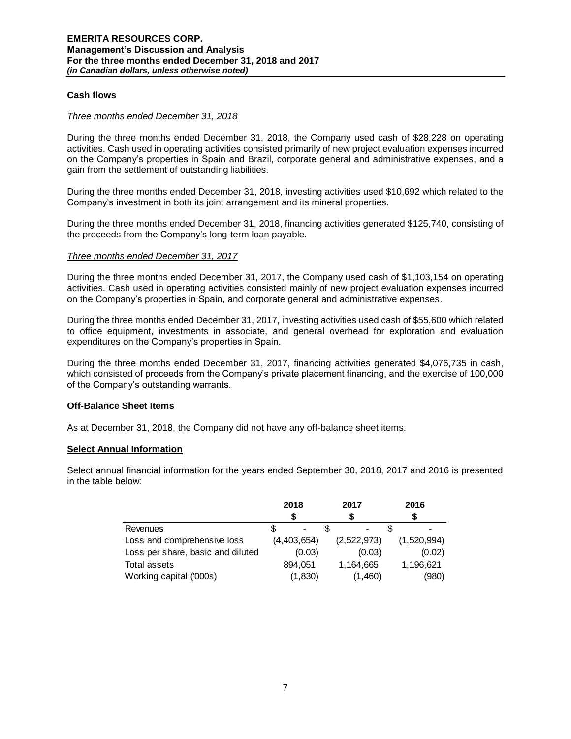## Cash flows

*Three months ended December 31, 2018*

During the three months ended December 31, 2018, the Company used cash of $28,228 on operating activities. Cash used in operating activities consisted primarily of new project evaluation expenses incurred on the Company's properties in Spain and Brazil, corporate general and administrative expenses, and a gain from the settlement of outstanding liabilities.

During the three months ended December 31, 2018, investing activities used $10,692 which related to the Company's investment in both its joint arrangement and its mineral properties.

During the three months ended December 31, 2018, financing activities generated $125,740, consisting of the proceeds from the Company's long-term loan payable.

*Three months ended December 31, 2017*

During the three months ended December 31, 2017, the Company used cash of $1,103,154 on operating activities. Cash used in operating activities consisted mainly of new project evaluation expenses incurred on the Company's properties in Spain, and corporate general and administrative expenses.

During the three months ended December 31, 2017, investing activities used cash of $55,600 which related to office equipment, investments in associate, and general overhead for exploration and evaluation expenditures on the Company's properties in Spain.

During the three months ended December 31, 2017, financing activities generated $4,076,735 in cash, which consisted of proceeds from the Company's private placement financing, and the exercise of 100,000 of the Company's outstanding warrants.

## Off-Balance Sheet Items

As at December 31, 2018, the Company did not have any off-balance sheet items.

## Select Annual Information

Select annual financial information for the years ended September 30, 2018, 2017 and 2016 is presented in the table below:

| | 2018<br>$ | 2017<br>$ | 2016<br>$ |
|---|---|---|---|
| Revenues | $ - | $ - | $ - |
| Loss and comprehensive loss | (4,403,654) | (2,522,973) | (1,520,994) |
| Loss per share, basic and diluted | (0.03) | (0.03) | (0.02) |
| Total assets | 894,051 | 1,164,665 | 1,196,621 |
| Working capital ('000s) | (1,830) | (1,460) | (980) |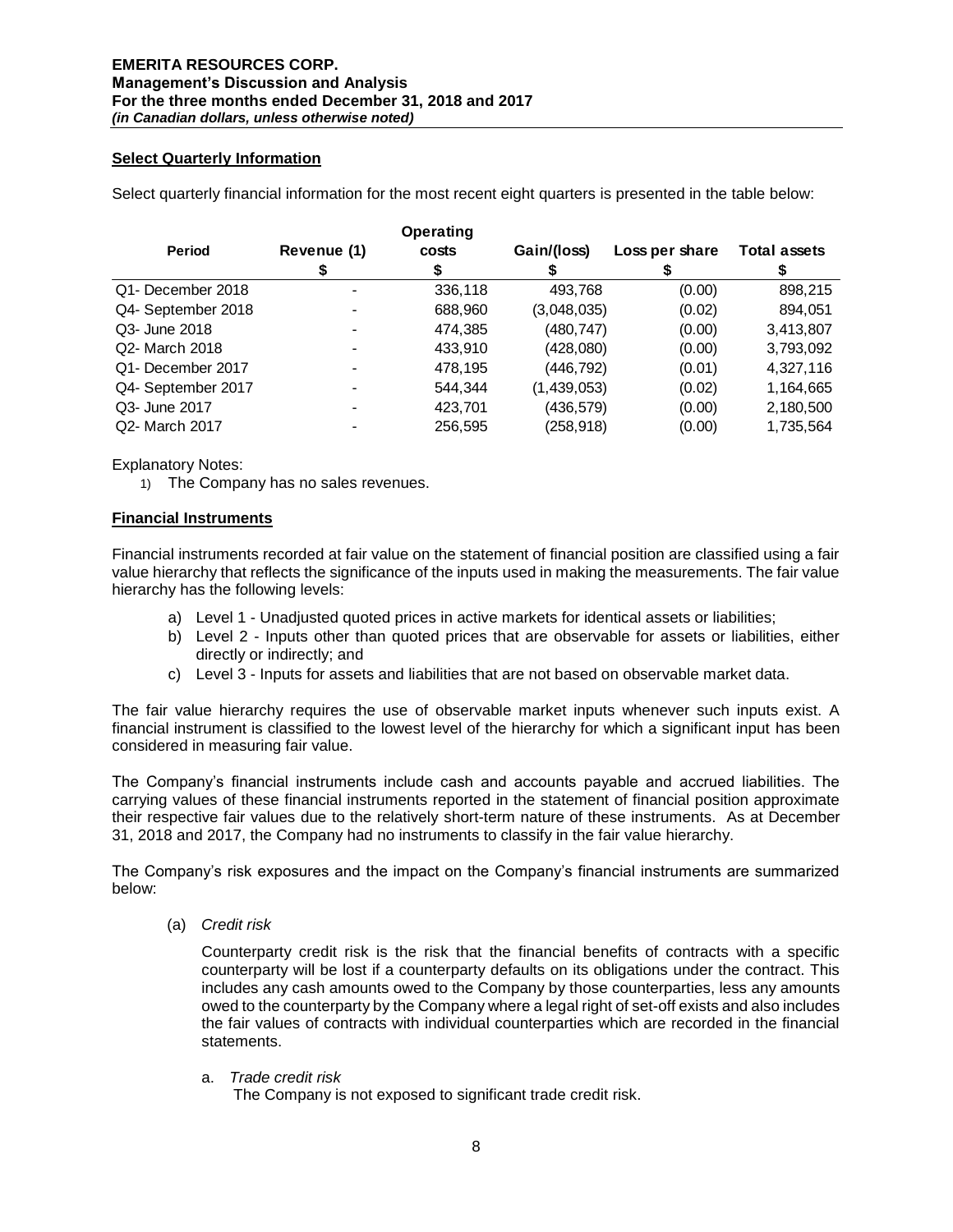## Select Quarterly Information

Select quarterly financial information for the most recent eight quarters is presented in the table below:

| Period | Revenue (1) $ | Operating costs $ | Gain/(loss) $ | Loss per share $ | Total assets $ |
|---|---|---|---|---|---|
| Q1- December 2018 | - | 336,118 | 493,768 | (0.00) | 898,215 |
| Q4- September 2018 | - | 688,960 | (3,048,035) | (0.02) | 894,051 |
| Q3- June 2018 | - | 474,385 | (480,747) | (0.00) | 3,413,807 |
| Q2- March 2018 | - | 433,910 | (428,080) | (0.00) | 3,793,092 |
| Q1- December 2017 | - | 478,195 | (446,792) | (0.01) | 4,327,116 |
| Q4- September 2017 | - | 544,344 | (1,439,053) | (0.02) | 1,164,665 |
| Q3- June 2017 | - | 423,701 | (436,579) | (0.00) | 2,180,500 |
| Q2- March 2017 | - | 256,595 | (258,918) | (0.00) | 1,735,564 |

Explanatory Notes:

1) The Company has no sales revenues.

## Financial Instruments

Financial instruments recorded at fair value on the statement of financial position are classified using a fair value hierarchy that reflects the significance of the inputs used in making the measurements. The fair value hierarchy has the following levels:

a) Level 1 - Unadjusted quoted prices in active markets for identical assets or liabilities;
b) Level 2 - Inputs other than quoted prices that are observable for assets or liabilities, either directly or indirectly; and
c) Level 3 - Inputs for assets and liabilities that are not based on observable market data.

The fair value hierarchy requires the use of observable market inputs whenever such inputs exist. A financial instrument is classified to the lowest level of the hierarchy for which a significant input has been considered in measuring fair value.

The Company's financial instruments include cash and accounts payable and accrued liabilities. The carrying values of these financial instruments reported in the statement of financial position approximate their respective fair values due to the relatively short-term nature of these instruments. As at December 31, 2018 and 2017, the Company had no instruments to classify in the fair value hierarchy.

The Company's risk exposures and the impact on the Company's financial instruments are summarized below:

(a) *Credit risk*

Counterparty credit risk is the risk that the financial benefits of contracts with a specific counterparty will be lost if a counterparty defaults on its obligations under the contract. This includes any cash amounts owed to the Company by those counterparties, less any amounts owed to the counterparty by the Company where a legal right of set-off exists and also includes the fair values of contracts with individual counterparties which are recorded in the financial statements.

a. *Trade credit risk*
The Company is not exposed to significant trade credit risk.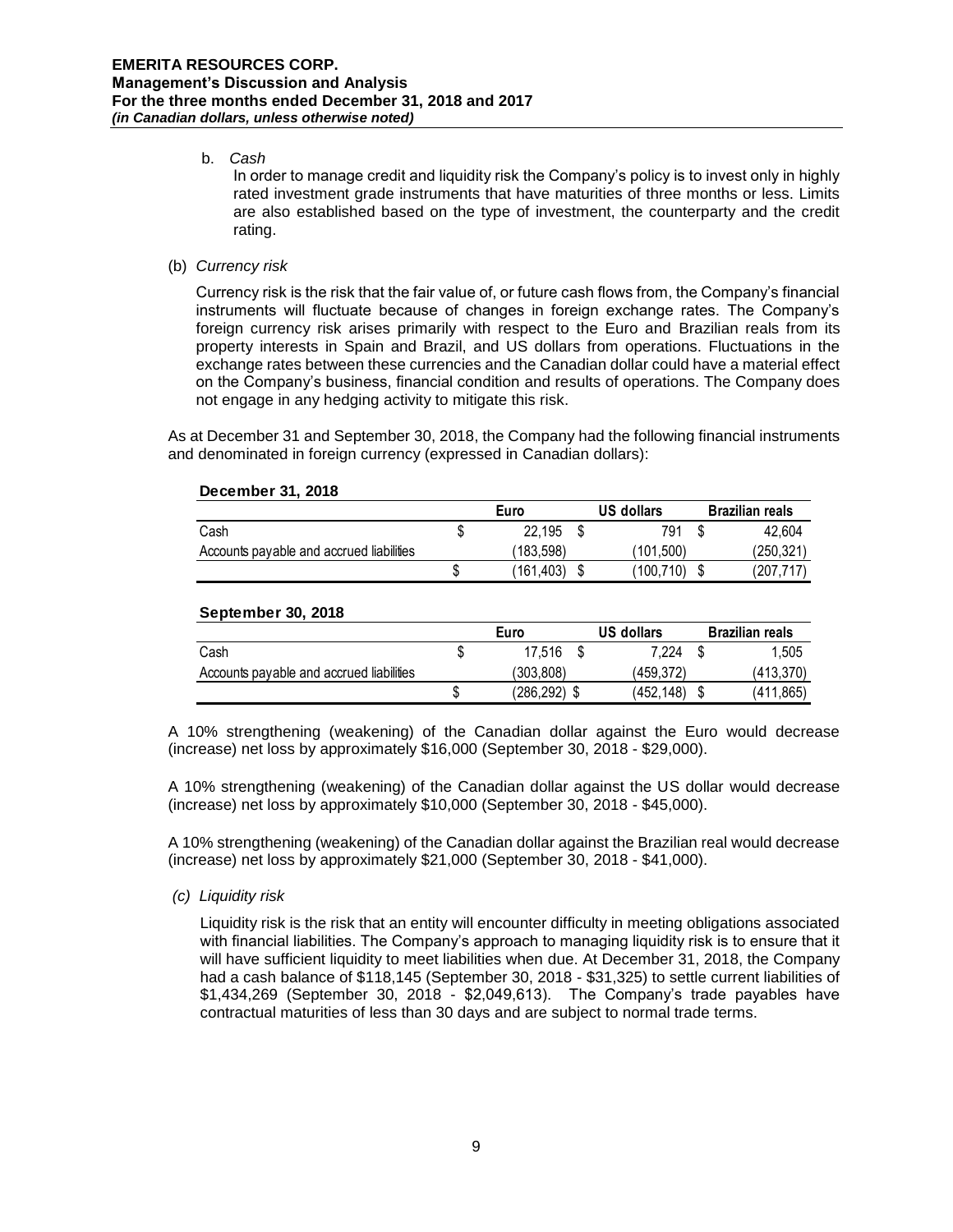b. *Cash*

In order to manage credit and liquidity risk the Company's policy is to invest only in highly rated investment grade instruments that have maturities of three months or less. Limits are also established based on the type of investment, the counterparty and the credit rating.

(b) *Currency risk*

Currency risk is the risk that the fair value of, or future cash flows from, the Company's financial instruments will fluctuate because of changes in foreign exchange rates. The Company's foreign currency risk arises primarily with respect to the Euro and Brazilian reals from its property interests in Spain and Brazil, and US dollars from operations. Fluctuations in the exchange rates between these currencies and the Canadian dollar could have a material effect on the Company's business, financial condition and results of operations. The Company does not engage in any hedging activity to mitigate this risk.

As at December 31 and September 30, 2018, the Company had the following financial instruments and denominated in foreign currency (expressed in Canadian dollars):

**December 31, 2018**

| | Euro | US dollars | Brazilian reals |
|---|---|---|---|
| Cash | $ 22,195 | $ 791 | $ 42,604 |
| Accounts payable and accrued liabilities | (183,598) | (101,500) | (250,321) |
| | $ (161,403) | $ (100,710) | $ (207,717) |

**September 30, 2018**

| | Euro | US dollars | Brazilian reals |
|---|---|---|---|
| Cash | $ 17,516 | $ 7,224 | $ 1,505 |
| Accounts payable and accrued liabilities | (303,808) | (459,372) | (413,370) |
| | $ (286,292) | $ (452,148) | $ (411,865) |

A 10% strengthening (weakening) of the Canadian dollar against the Euro would decrease (increase) net loss by approximately $16,000 (September 30, 2018 - $29,000).

A 10% strengthening (weakening) of the Canadian dollar against the US dollar would decrease (increase) net loss by approximately $10,000 (September 30, 2018 - $45,000).

A 10% strengthening (weakening) of the Canadian dollar against the Brazilian real would decrease (increase) net loss by approximately $21,000 (September 30, 2018 - $41,000).

*(c) Liquidity risk*

Liquidity risk is the risk that an entity will encounter difficulty in meeting obligations associated with financial liabilities. The Company's approach to managing liquidity risk is to ensure that it will have sufficient liquidity to meet liabilities when due. At December 31, 2018, the Company had a cash balance of $118,145 (September 30, 2018 - $31,325) to settle current liabilities of $1,434,269 (September 30, 2018 - $2,049,613). The Company's trade payables have contractual maturities of less than 30 days and are subject to normal trade terms.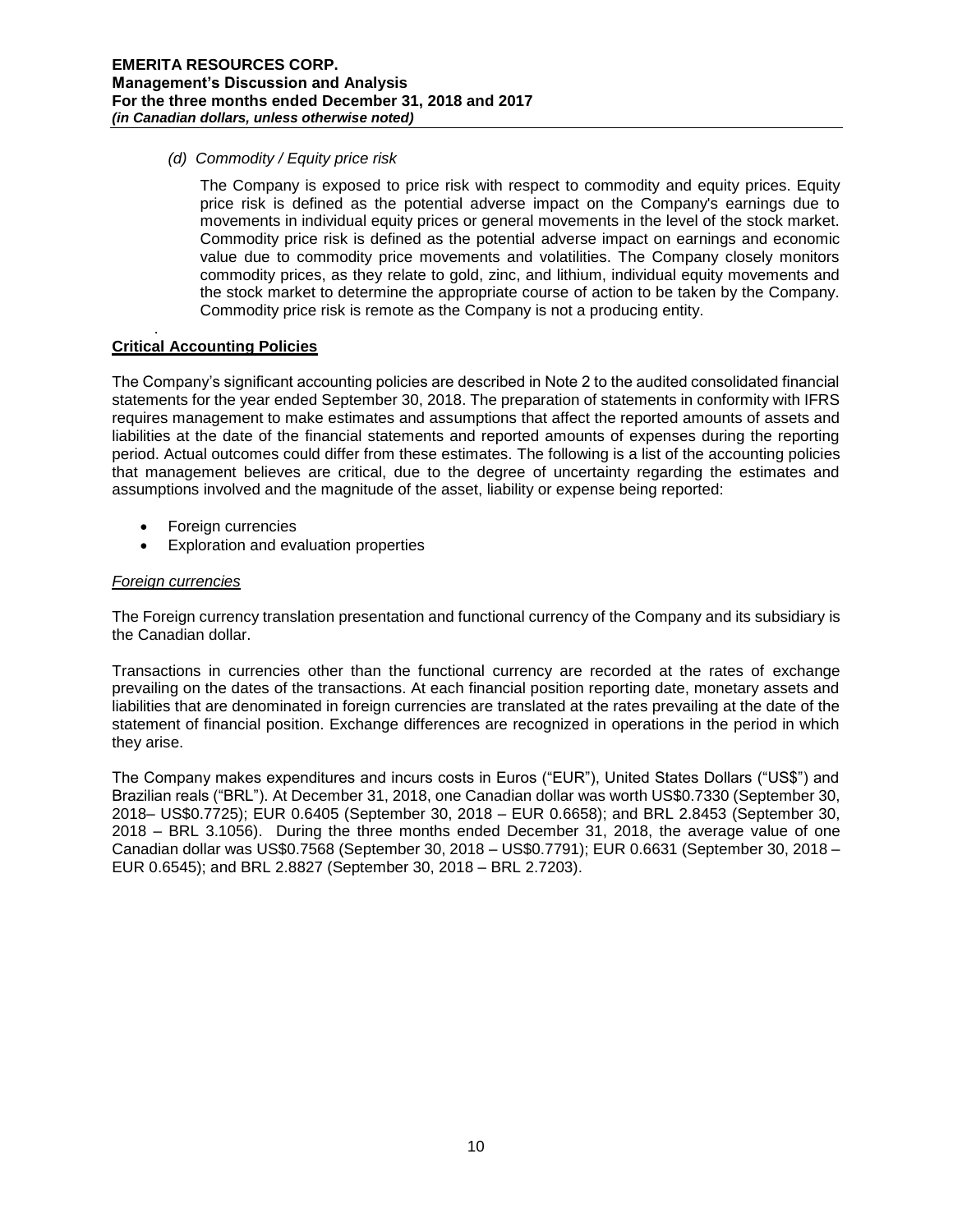*(d) Commodity / Equity price risk*

The Company is exposed to price risk with respect to commodity and equity prices. Equity price risk is defined as the potential adverse impact on the Company's earnings due to movements in individual equity prices or general movements in the level of the stock market. Commodity price risk is defined as the potential adverse impact on earnings and economic value due to commodity price movements and volatilities. The Company closely monitors commodity prices, as they relate to gold, zinc, and lithium, individual equity movements and the stock market to determine the appropriate course of action to be taken by the Company. Commodity price risk is remote as the Company is not a producing entity.

## Critical Accounting Policies

The Company's significant accounting policies are described in Note 2 to the audited consolidated financial statements for the year ended September 30, 2018. The preparation of statements in conformity with IFRS requires management to make estimates and assumptions that affect the reported amounts of assets and liabilities at the date of the financial statements and reported amounts of expenses during the reporting period. Actual outcomes could differ from these estimates. The following is a list of the accounting policies that management believes are critical, due to the degree of uncertainty regarding the estimates and assumptions involved and the magnitude of the asset, liability or expense being reported:

- Foreign currencies
- Exploration and evaluation properties

*Foreign currencies*

The Foreign currency translation presentation and functional currency of the Company and its subsidiary is the Canadian dollar.

Transactions in currencies other than the functional currency are recorded at the rates of exchange prevailing on the dates of the transactions. At each financial position reporting date, monetary assets and liabilities that are denominated in foreign currencies are translated at the rates prevailing at the date of the statement of financial position. Exchange differences are recognized in operations in the period in which they arise.

The Company makes expenditures and incurs costs in Euros ("EUR"), United States Dollars ("US$") and Brazilian reals ("BRL"). At December 31, 2018, one Canadian dollar was worth US$0.7330 (September 30, 2018– US$0.7725); EUR 0.6405 (September 30, 2018 – EUR 0.6658); and BRL 2.8453 (September 30, 2018 – BRL 3.1056). During the three months ended December 31, 2018, the average value of one Canadian dollar was US$0.7568 (September 30, 2018 – US$0.7791); EUR 0.6631 (September 30, 2018 – EUR 0.6545); and BRL 2.8827 (September 30, 2018 – BRL 2.7203).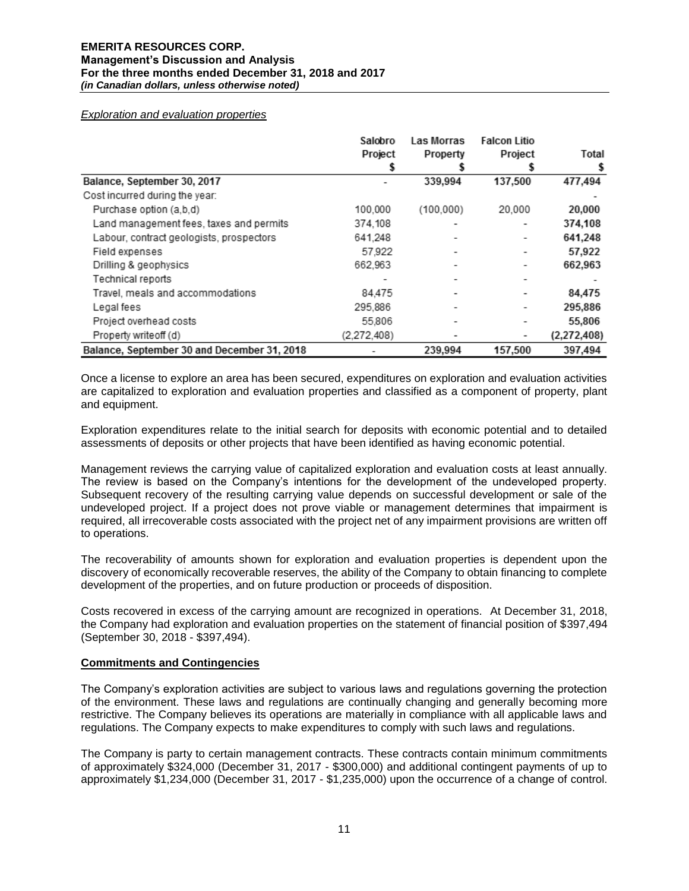*Exploration and evaluation properties*

| | Salobro Project $ | Las Morras Property $ | Falcon Litio Project $ | Total $ |
|---|---|---|---|---|
| **Balance, September 30, 2017** | - | **339,994** | **137,500** | **477,494** |
| Cost incurred during the year: | | | | - |
| Purchase option (a,b,d) | 100,000 | (100,000) | 20,000 | **20,000** |
| Land management fees, taxes and permits | 374,108 | - | - | **374,108** |
| Labour, contract geologists, prospectors | 641,248 | - | - | **641,248** |
| Field expenses | 57,922 | - | - | **57,922** |
| Drilling & geophysics | 662,963 | - | - | **662,963** |
| Technical reports | - | - | - | - |
| Travel, meals and accommodations | 84,475 | - | - | **84,475** |
| Legal fees | 295,886 | - | - | **295,886** |
| Project overhead costs | 55,806 | - | - | **55,806** |
| Property writeoff (d) | (2,272,408) | - | - | **(2,272,408)** |
| **Balance, September 30 and December 31, 2018** | - | **239,994** | **157,500** | **397,494** |

Once a license to explore an area has been secured, expenditures on exploration and evaluation activities are capitalized to exploration and evaluation properties and classified as a component of property, plant and equipment.

Exploration expenditures relate to the initial search for deposits with economic potential and to detailed assessments of deposits or other projects that have been identified as having economic potential.

Management reviews the carrying value of capitalized exploration and evaluation costs at least annually. The review is based on the Company's intentions for the development of the undeveloped property. Subsequent recovery of the resulting carrying value depends on successful development or sale of the undeveloped project. If a project does not prove viable or management determines that impairment is required, all irrecoverable costs associated with the project net of any impairment provisions are written off to operations.

The recoverability of amounts shown for exploration and evaluation properties is dependent upon the discovery of economically recoverable reserves, the ability of the Company to obtain financing to complete development of the properties, and on future production or proceeds of disposition.

Costs recovered in excess of the carrying amount are recognized in operations. At December 31, 2018, the Company had exploration and evaluation properties on the statement of financial position of $397,494 (September 30, 2018 - $397,494).

## Commitments and Contingencies

The Company's exploration activities are subject to various laws and regulations governing the protection of the environment. These laws and regulations are continually changing and generally becoming more restrictive. The Company believes its operations are materially in compliance with all applicable laws and regulations. The Company expects to make expenditures to comply with such laws and regulations.

The Company is party to certain management contracts. These contracts contain minimum commitments of approximately $324,000 (December 31, 2017 - $300,000) and additional contingent payments of up to approximately $1,234,000 (December 31, 2017 - $1,235,000) upon the occurrence of a change of control.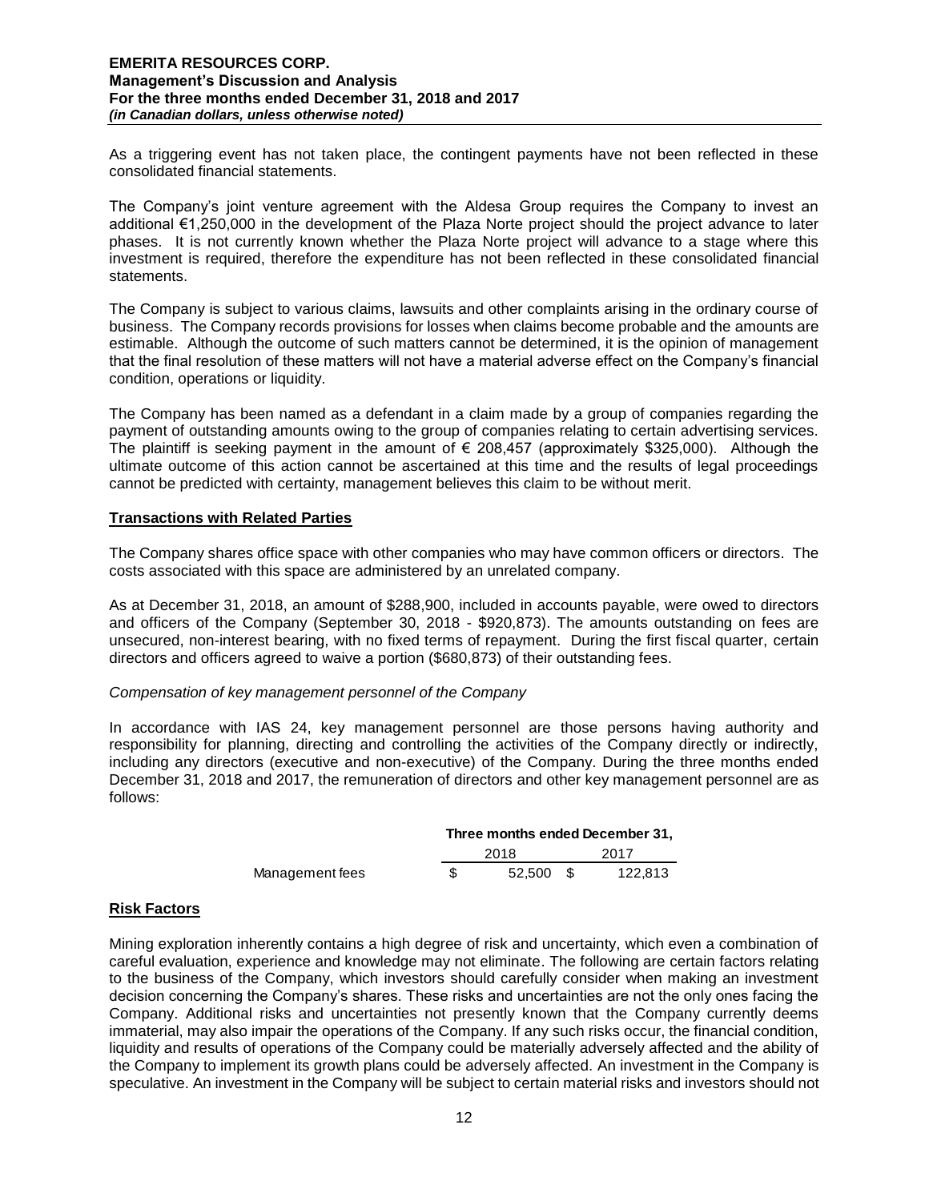As a triggering event has not taken place, the contingent payments have not been reflected in these consolidated financial statements.

The Company's joint venture agreement with the Aldesa Group requires the Company to invest an additional €1,250,000 in the development of the Plaza Norte project should the project advance to later phases. It is not currently known whether the Plaza Norte project will advance to a stage where this investment is required, therefore the expenditure has not been reflected in these consolidated financial statements.

The Company is subject to various claims, lawsuits and other complaints arising in the ordinary course of business. The Company records provisions for losses when claims become probable and the amounts are estimable. Although the outcome of such matters cannot be determined, it is the opinion of management that the final resolution of these matters will not have a material adverse effect on the Company's financial condition, operations or liquidity.

The Company has been named as a defendant in a claim made by a group of companies regarding the payment of outstanding amounts owing to the group of companies relating to certain advertising services. The plaintiff is seeking payment in the amount of € 208,457 (approximately $325,000). Although the ultimate outcome of this action cannot be ascertained at this time and the results of legal proceedings cannot be predicted with certainty, management believes this claim to be without merit.

## Transactions with Related Parties

The Company shares office space with other companies who may have common officers or directors. The costs associated with this space are administered by an unrelated company.

As at December 31, 2018, an amount of $288,900, included in accounts payable, were owed to directors and officers of the Company (September 30, 2018 - $920,873). The amounts outstanding on fees are unsecured, non-interest bearing, with no fixed terms of repayment. During the first fiscal quarter, certain directors and officers agreed to waive a portion ($680,873) of their outstanding fees.

*Compensation of key management personnel of the Company*

In accordance with IAS 24, key management personnel are those persons having authority and responsibility for planning, directing and controlling the activities of the Company directly or indirectly, including any directors (executive and non-executive) of the Company. During the three months ended December 31, 2018 and 2017, the remuneration of directors and other key management personnel are as follows:

| | Three months ended December 31, | |
|---|---|---|
| | 2018 | 2017 |
| Management fees | $ 52,500 | $ 122,813 |

## Risk Factors

Mining exploration inherently contains a high degree of risk and uncertainty, which even a combination of careful evaluation, experience and knowledge may not eliminate. The following are certain factors relating to the business of the Company, which investors should carefully consider when making an investment decision concerning the Company's shares. These risks and uncertainties are not the only ones facing the Company. Additional risks and uncertainties not presently known that the Company currently deems immaterial, may also impair the operations of the Company. If any such risks occur, the financial condition, liquidity and results of operations of the Company could be materially adversely affected and the ability of the Company to implement its growth plans could be adversely affected. An investment in the Company is speculative. An investment in the Company will be subject to certain material risks and investors should not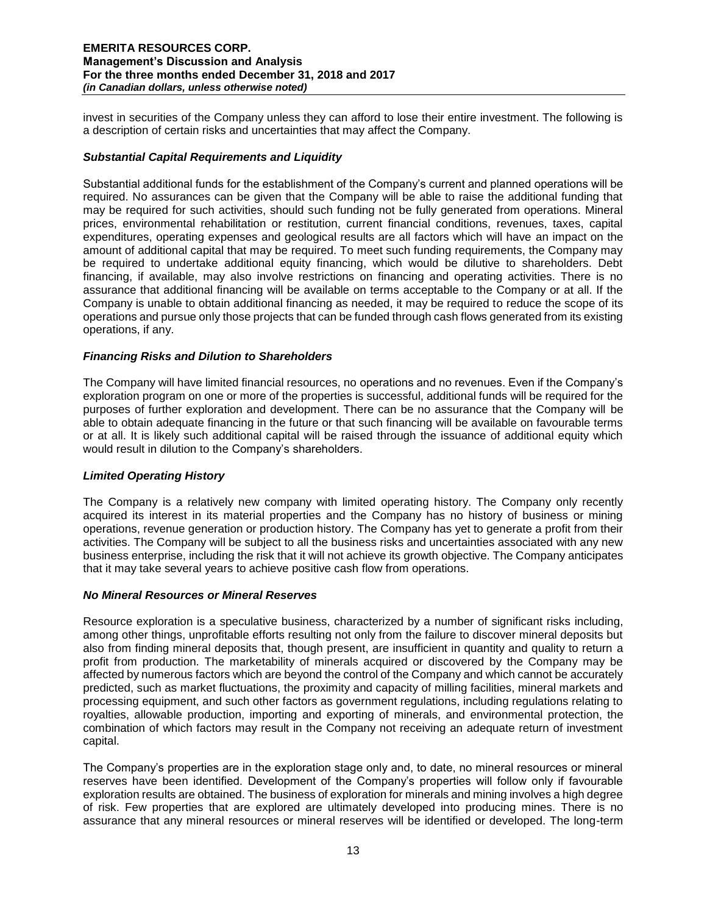invest in securities of the Company unless they can afford to lose their entire investment. The following is a description of certain risks and uncertainties that may affect the Company.

### *Substantial Capital Requirements and Liquidity*

Substantial additional funds for the establishment of the Company's current and planned operations will be required. No assurances can be given that the Company will be able to raise the additional funding that may be required for such activities, should such funding not be fully generated from operations. Mineral prices, environmental rehabilitation or restitution, current financial conditions, revenues, taxes, capital expenditures, operating expenses and geological results are all factors which will have an impact on the amount of additional capital that may be required. To meet such funding requirements, the Company may be required to undertake additional equity financing, which would be dilutive to shareholders. Debt financing, if available, may also involve restrictions on financing and operating activities. There is no assurance that additional financing will be available on terms acceptable to the Company or at all. If the Company is unable to obtain additional financing as needed, it may be required to reduce the scope of its operations and pursue only those projects that can be funded through cash flows generated from its existing operations, if any.

### *Financing Risks and Dilution to Shareholders*

The Company will have limited financial resources, no operations and no revenues. Even if the Company's exploration program on one or more of the properties is successful, additional funds will be required for the purposes of further exploration and development. There can be no assurance that the Company will be able to obtain adequate financing in the future or that such financing will be available on favourable terms or at all. It is likely such additional capital will be raised through the issuance of additional equity which would result in dilution to the Company's shareholders.

### *Limited Operating History*

The Company is a relatively new company with limited operating history. The Company only recently acquired its interest in its material properties and the Company has no history of business or mining operations, revenue generation or production history. The Company has yet to generate a profit from their activities. The Company will be subject to all the business risks and uncertainties associated with any new business enterprise, including the risk that it will not achieve its growth objective. The Company anticipates that it may take several years to achieve positive cash flow from operations.

### *No Mineral Resources or Mineral Reserves*

Resource exploration is a speculative business, characterized by a number of significant risks including, among other things, unprofitable efforts resulting not only from the failure to discover mineral deposits but also from finding mineral deposits that, though present, are insufficient in quantity and quality to return a profit from production. The marketability of minerals acquired or discovered by the Company may be affected by numerous factors which are beyond the control of the Company and which cannot be accurately predicted, such as market fluctuations, the proximity and capacity of milling facilities, mineral markets and processing equipment, and such other factors as government regulations, including regulations relating to royalties, allowable production, importing and exporting of minerals, and environmental protection, the combination of which factors may result in the Company not receiving an adequate return of investment capital.

The Company's properties are in the exploration stage only and, to date, no mineral resources or mineral reserves have been identified. Development of the Company's properties will follow only if favourable exploration results are obtained. The business of exploration for minerals and mining involves a high degree of risk. Few properties that are explored are ultimately developed into producing mines. There is no assurance that any mineral resources or mineral reserves will be identified or developed. The long-term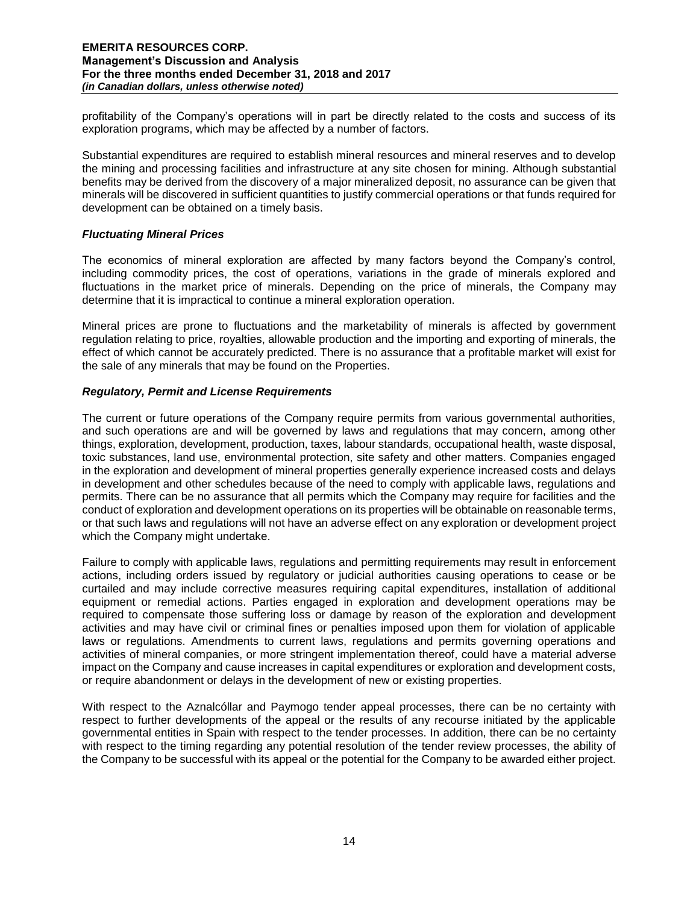profitability of the Company's operations will in part be directly related to the costs and success of its exploration programs, which may be affected by a number of factors.

Substantial expenditures are required to establish mineral resources and mineral reserves and to develop the mining and processing facilities and infrastructure at any site chosen for mining. Although substantial benefits may be derived from the discovery of a major mineralized deposit, no assurance can be given that minerals will be discovered in sufficient quantities to justify commercial operations or that funds required for development can be obtained on a timely basis.

### *Fluctuating Mineral Prices*

The economics of mineral exploration are affected by many factors beyond the Company's control, including commodity prices, the cost of operations, variations in the grade of minerals explored and fluctuations in the market price of minerals. Depending on the price of minerals, the Company may determine that it is impractical to continue a mineral exploration operation.

Mineral prices are prone to fluctuations and the marketability of minerals is affected by government regulation relating to price, royalties, allowable production and the importing and exporting of minerals, the effect of which cannot be accurately predicted. There is no assurance that a profitable market will exist for the sale of any minerals that may be found on the Properties.

### *Regulatory, Permit and License Requirements*

The current or future operations of the Company require permits from various governmental authorities, and such operations are and will be governed by laws and regulations that may concern, among other things, exploration, development, production, taxes, labour standards, occupational health, waste disposal, toxic substances, land use, environmental protection, site safety and other matters. Companies engaged in the exploration and development of mineral properties generally experience increased costs and delays in development and other schedules because of the need to comply with applicable laws, regulations and permits. There can be no assurance that all permits which the Company may require for facilities and the conduct of exploration and development operations on its properties will be obtainable on reasonable terms, or that such laws and regulations will not have an adverse effect on any exploration or development project which the Company might undertake.

Failure to comply with applicable laws, regulations and permitting requirements may result in enforcement actions, including orders issued by regulatory or judicial authorities causing operations to cease or be curtailed and may include corrective measures requiring capital expenditures, installation of additional equipment or remedial actions. Parties engaged in exploration and development operations may be required to compensate those suffering loss or damage by reason of the exploration and development activities and may have civil or criminal fines or penalties imposed upon them for violation of applicable laws or regulations. Amendments to current laws, regulations and permits governing operations and activities of mineral companies, or more stringent implementation thereof, could have a material adverse impact on the Company and cause increases in capital expenditures or exploration and development costs, or require abandonment or delays in the development of new or existing properties.

With respect to the Aznalcóllar and Paymogo tender appeal processes, there can be no certainty with respect to further developments of the appeal or the results of any recourse initiated by the applicable governmental entities in Spain with respect to the tender processes. In addition, there can be no certainty with respect to the timing regarding any potential resolution of the tender review processes, the ability of the Company to be successful with its appeal or the potential for the Company to be awarded either project.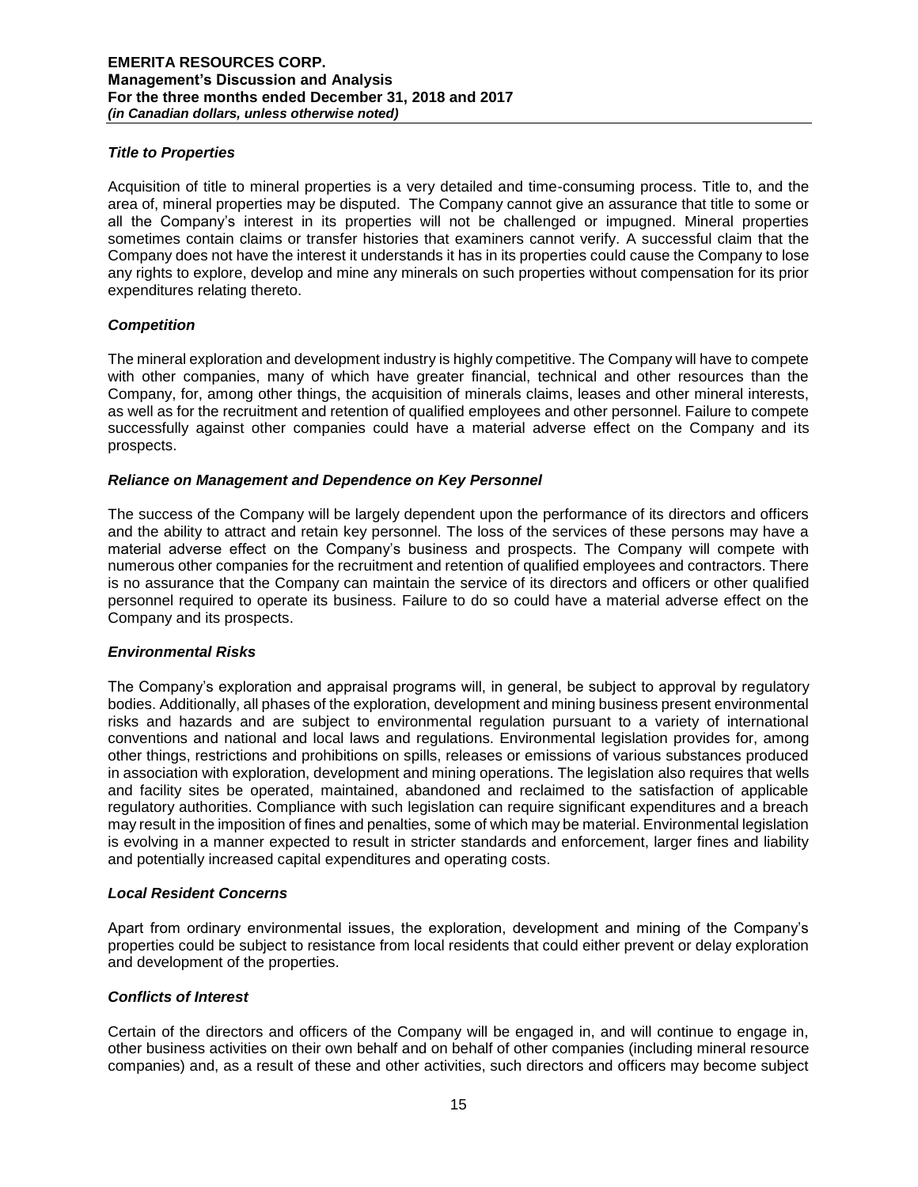### *Title to Properties*

Acquisition of title to mineral properties is a very detailed and time-consuming process. Title to, and the area of, mineral properties may be disputed. The Company cannot give an assurance that title to some or all the Company's interest in its properties will not be challenged or impugned. Mineral properties sometimes contain claims or transfer histories that examiners cannot verify. A successful claim that the Company does not have the interest it understands it has in its properties could cause the Company to lose any rights to explore, develop and mine any minerals on such properties without compensation for its prior expenditures relating thereto.

### *Competition*

The mineral exploration and development industry is highly competitive. The Company will have to compete with other companies, many of which have greater financial, technical and other resources than the Company, for, among other things, the acquisition of minerals claims, leases and other mineral interests, as well as for the recruitment and retention of qualified employees and other personnel. Failure to compete successfully against other companies could have a material adverse effect on the Company and its prospects.

### *Reliance on Management and Dependence on Key Personnel*

The success of the Company will be largely dependent upon the performance of its directors and officers and the ability to attract and retain key personnel. The loss of the services of these persons may have a material adverse effect on the Company's business and prospects. The Company will compete with numerous other companies for the recruitment and retention of qualified employees and contractors. There is no assurance that the Company can maintain the service of its directors and officers or other qualified personnel required to operate its business. Failure to do so could have a material adverse effect on the Company and its prospects.

### *Environmental Risks*

The Company's exploration and appraisal programs will, in general, be subject to approval by regulatory bodies. Additionally, all phases of the exploration, development and mining business present environmental risks and hazards and are subject to environmental regulation pursuant to a variety of international conventions and national and local laws and regulations. Environmental legislation provides for, among other things, restrictions and prohibitions on spills, releases or emissions of various substances produced in association with exploration, development and mining operations. The legislation also requires that wells and facility sites be operated, maintained, abandoned and reclaimed to the satisfaction of applicable regulatory authorities. Compliance with such legislation can require significant expenditures and a breach may result in the imposition of fines and penalties, some of which may be material. Environmental legislation is evolving in a manner expected to result in stricter standards and enforcement, larger fines and liability and potentially increased capital expenditures and operating costs.

### *Local Resident Concerns*

Apart from ordinary environmental issues, the exploration, development and mining of the Company's properties could be subject to resistance from local residents that could either prevent or delay exploration and development of the properties.

### *Conflicts of Interest*

Certain of the directors and officers of the Company will be engaged in, and will continue to engage in, other business activities on their own behalf and on behalf of other companies (including mineral resource companies) and, as a result of these and other activities, such directors and officers may become subject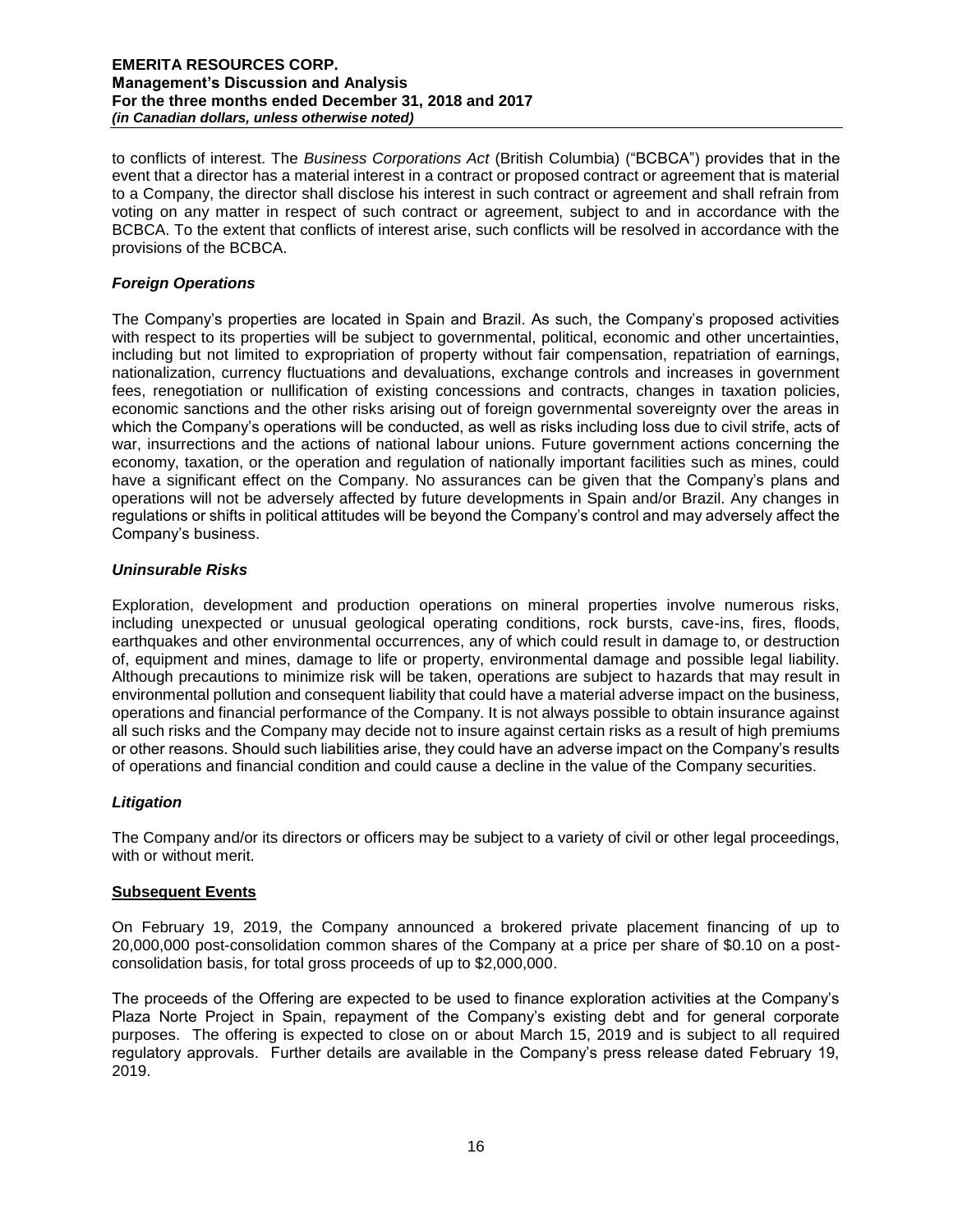to conflicts of interest. The *Business Corporations Act* (British Columbia) ("BCBCA") provides that in the event that a director has a material interest in a contract or proposed contract or agreement that is material to a Company, the director shall disclose his interest in such contract or agreement and shall refrain from voting on any matter in respect of such contract or agreement, subject to and in accordance with the BCBCA. To the extent that conflicts of interest arise, such conflicts will be resolved in accordance with the provisions of the BCBCA.

### *Foreign Operations*

The Company's properties are located in Spain and Brazil. As such, the Company's proposed activities with respect to its properties will be subject to governmental, political, economic and other uncertainties, including but not limited to expropriation of property without fair compensation, repatriation of earnings, nationalization, currency fluctuations and devaluations, exchange controls and increases in government fees, renegotiation or nullification of existing concessions and contracts, changes in taxation policies, economic sanctions and the other risks arising out of foreign governmental sovereignty over the areas in which the Company's operations will be conducted, as well as risks including loss due to civil strife, acts of war, insurrections and the actions of national labour unions. Future government actions concerning the economy, taxation, or the operation and regulation of nationally important facilities such as mines, could have a significant effect on the Company. No assurances can be given that the Company's plans and operations will not be adversely affected by future developments in Spain and/or Brazil. Any changes in regulations or shifts in political attitudes will be beyond the Company's control and may adversely affect the Company's business.

### *Uninsurable Risks*

Exploration, development and production operations on mineral properties involve numerous risks, including unexpected or unusual geological operating conditions, rock bursts, cave-ins, fires, floods, earthquakes and other environmental occurrences, any of which could result in damage to, or destruction of, equipment and mines, damage to life or property, environmental damage and possible legal liability. Although precautions to minimize risk will be taken, operations are subject to hazards that may result in environmental pollution and consequent liability that could have a material adverse impact on the business, operations and financial performance of the Company. It is not always possible to obtain insurance against all such risks and the Company may decide not to insure against certain risks as a result of high premiums or other reasons. Should such liabilities arise, they could have an adverse impact on the Company's results of operations and financial condition and could cause a decline in the value of the Company securities.

### *Litigation*

The Company and/or its directors or officers may be subject to a variety of civil or other legal proceedings, with or without merit.

## **Subsequent Events**

On February 19, 2019, the Company announced a brokered private placement financing of up to 20,000,000 post-consolidation common shares of the Company at a price per share of \$0.10 on a post-consolidation basis, for total gross proceeds of up to \$2,000,000.

The proceeds of the Offering are expected to be used to finance exploration activities at the Company's Plaza Norte Project in Spain, repayment of the Company's existing debt and for general corporate purposes. The offering is expected to close on or about March 15, 2019 and is subject to all required regulatory approvals. Further details are available in the Company's press release dated February 19, 2019.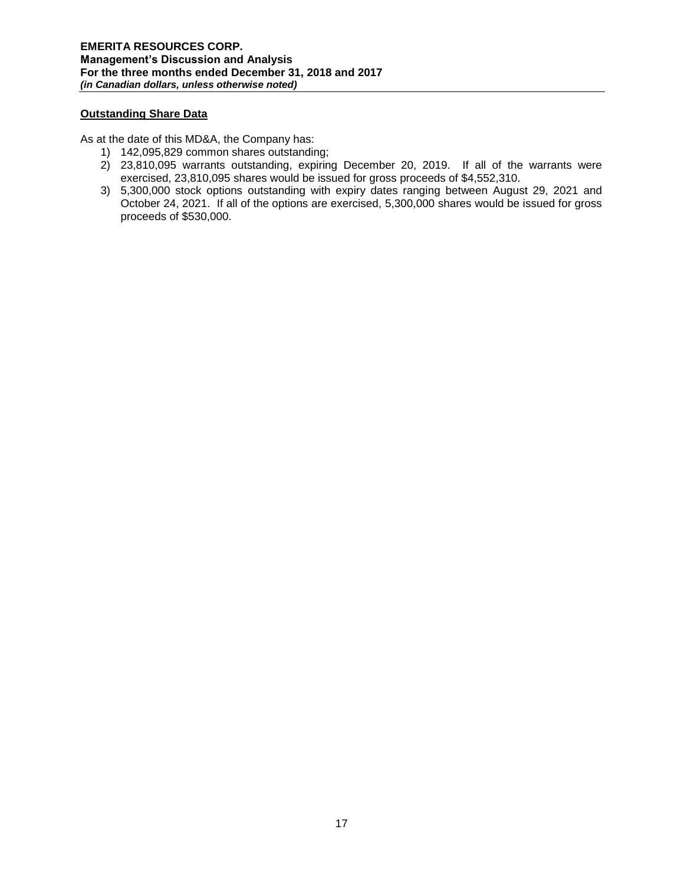**Outstanding Share Data**

As at the date of this MD&A, the Company has:

1) 142,095,829 common shares outstanding;
2) 23,810,095 warrants outstanding, expiring December 20, 2019. If all of the warrants were exercised, 23,810,095 shares would be issued for gross proceeds of $4,552,310.
3) 5,300,000 stock options outstanding with expiry dates ranging between August 29, 2021 and October 24, 2021. If all of the options are exercised, 5,300,000 shares would be issued for gross proceeds of $530,000.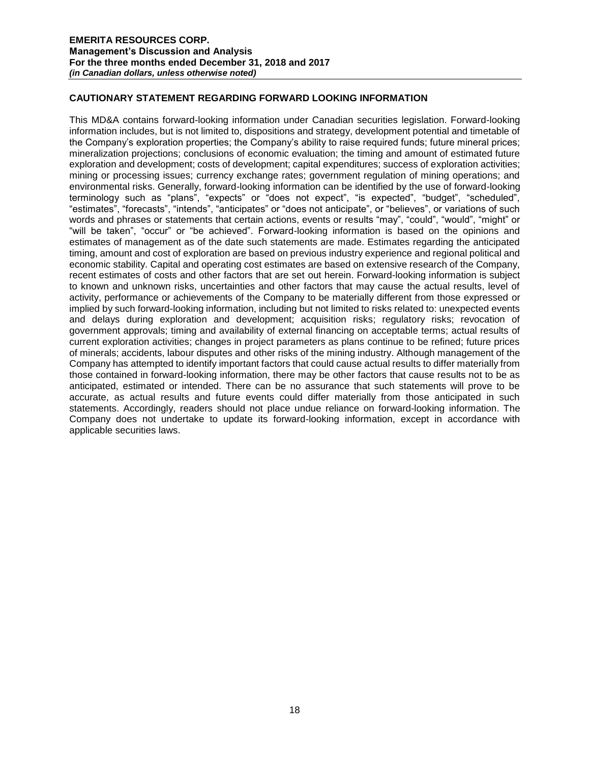## CAUTIONARY STATEMENT REGARDING FORWARD LOOKING INFORMATION

This MD&A contains forward-looking information under Canadian securities legislation. Forward-looking information includes, but is not limited to, dispositions and strategy, development potential and timetable of the Company's exploration properties; the Company's ability to raise required funds; future mineral prices; mineralization projections; conclusions of economic evaluation; the timing and amount of estimated future exploration and development; costs of development; capital expenditures; success of exploration activities; mining or processing issues; currency exchange rates; government regulation of mining operations; and environmental risks. Generally, forward-looking information can be identified by the use of forward-looking terminology such as "plans", "expects" or "does not expect", "is expected", "budget", "scheduled", "estimates", "forecasts", "intends", "anticipates" or "does not anticipate", or "believes", or variations of such words and phrases or statements that certain actions, events or results "may", "could", "would", "might" or "will be taken", "occur" or "be achieved". Forward-looking information is based on the opinions and estimates of management as of the date such statements are made. Estimates regarding the anticipated timing, amount and cost of exploration are based on previous industry experience and regional political and economic stability. Capital and operating cost estimates are based on extensive research of the Company, recent estimates of costs and other factors that are set out herein. Forward-looking information is subject to known and unknown risks, uncertainties and other factors that may cause the actual results, level of activity, performance or achievements of the Company to be materially different from those expressed or implied by such forward-looking information, including but not limited to risks related to: unexpected events and delays during exploration and development; acquisition risks; regulatory risks; revocation of government approvals; timing and availability of external financing on acceptable terms; actual results of current exploration activities; changes in project parameters as plans continue to be refined; future prices of minerals; accidents, labour disputes and other risks of the mining industry. Although management of the Company has attempted to identify important factors that could cause actual results to differ materially from those contained in forward-looking information, there may be other factors that cause results not to be as anticipated, estimated or intended. There can be no assurance that such statements will prove to be accurate, as actual results and future events could differ materially from those anticipated in such statements. Accordingly, readers should not place undue reliance on forward-looking information. The Company does not undertake to update its forward-looking information, except in accordance with applicable securities laws.